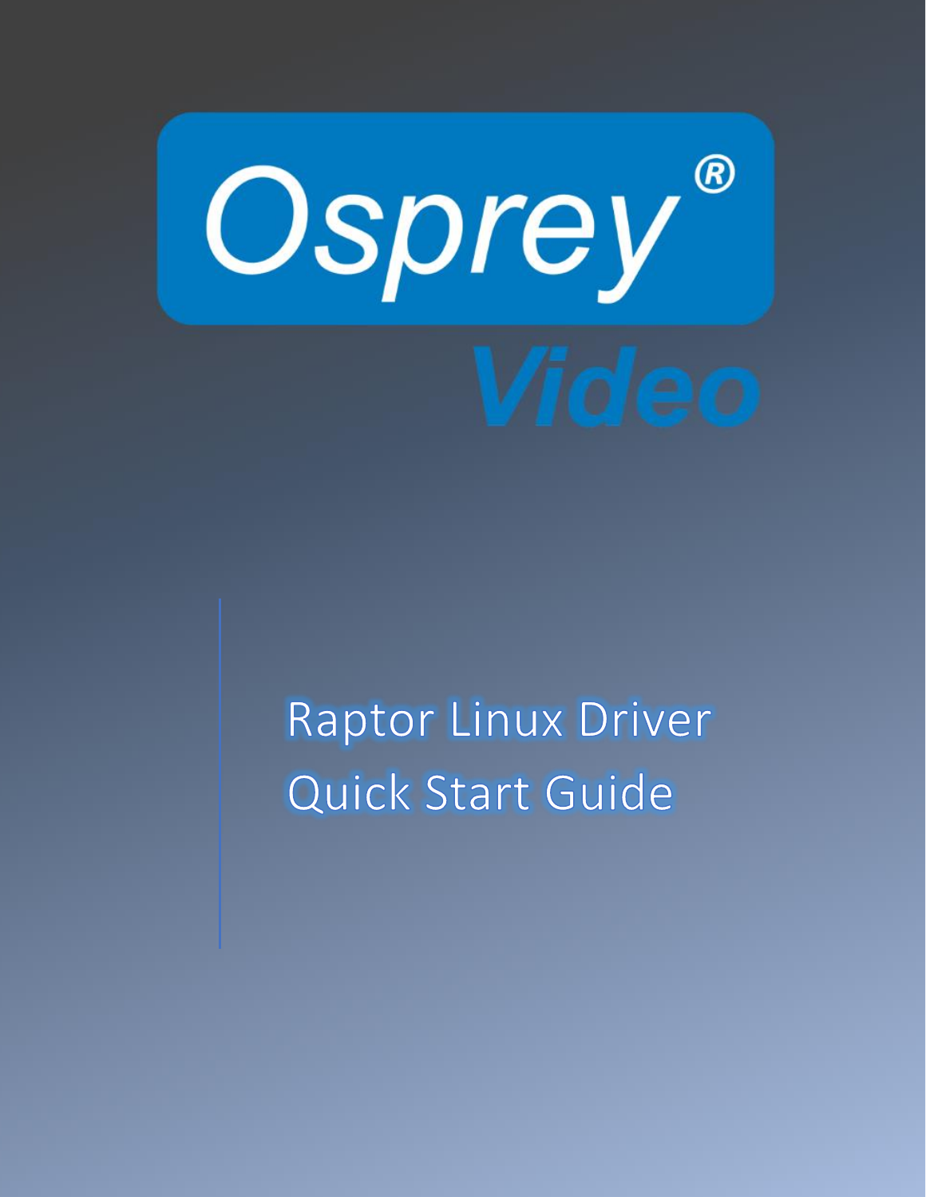Osprey®

Video

# Raptor Linux Driver Quick Start Guide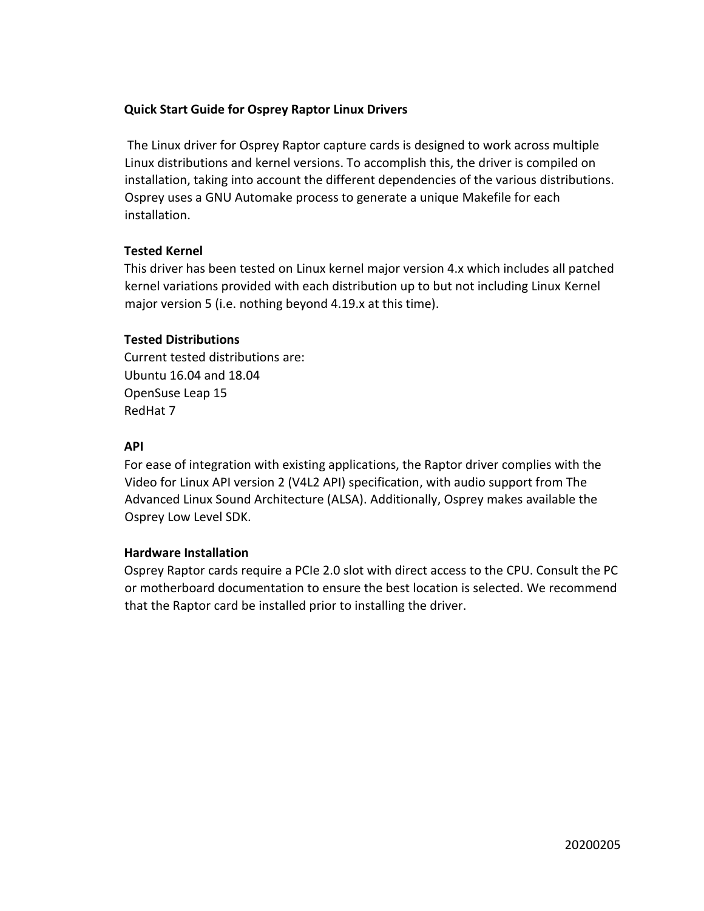**Quick Start Guide for Osprey Raptor Linux Drivers**

The Linux driver for Osprey Raptor capture cards is designed to work across multiple Linux distributions and kernel versions. To accomplish this, the driver is compiled on installation, taking into account the different dependencies of the various distributions. Osprey uses a GNU Automake process to generate a unique Makefile for each installation.

**Tested Kernel**

This driver has been tested on Linux kernel major version 4.x which includes all patched kernel variations provided with each distribution up to but not including Linux Kernel major version 5 (i.e. nothing beyond 4.19.x at this time).

**Tested Distributions**

Current tested distributions are:
Ubuntu 16.04 and 18.04
OpenSuse Leap 15
RedHat 7

**API**

For ease of integration with existing applications, the Raptor driver complies with the Video for Linux API version 2 (V4L2 API) specification, with audio support from The Advanced Linux Sound Architecture (ALSA). Additionally, Osprey makes available the Osprey Low Level SDK.

**Hardware Installation**

Osprey Raptor cards require a PCIe 2.0 slot with direct access to the CPU. Consult the PC or motherboard documentation to ensure the best location is selected. We recommend that the Raptor card be installed prior to installing the driver.

20200205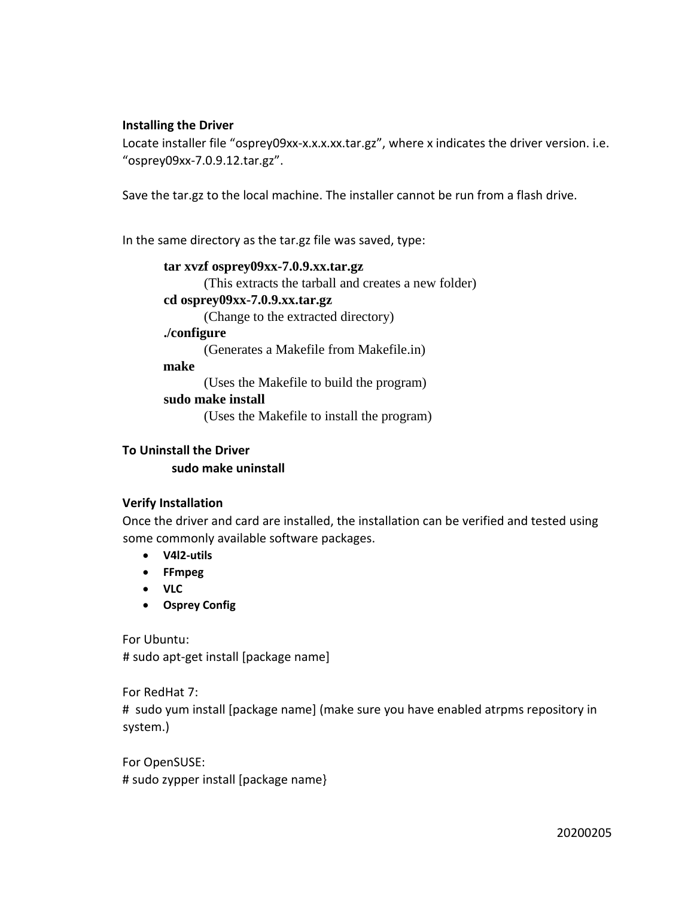**Installing the Driver**

Locate installer file "osprey09xx-x.x.x.xx.tar.gz", where x indicates the driver version. i.e. "osprey09xx-7.0.9.12.tar.gz".

Save the tar.gz to the local machine. The installer cannot be run from a flash drive.

In the same directory as the tar.gz file was saved, type:

**tar xvzf osprey09xx-7.0.9.xx.tar.gz**
(This extracts the tarball and creates a new folder)

**cd osprey09xx-7.0.9.xx.tar.gz**
(Change to the extracted directory)

**./configure**
(Generates a Makefile from Makefile.in)

**make**
(Uses the Makefile to build the program)

**sudo make install**
(Uses the Makefile to install the program)

**To Uninstall the Driver**

**sudo make uninstall**

**Verify Installation**

Once the driver and card are installed, the installation can be verified and tested using some commonly available software packages.

- **V4l2-utils**
- **FFmpeg**
- **VLC**
- **Osprey Config**

For Ubuntu:
# sudo apt-get install [package name]

For RedHat 7:
# sudo yum install [package name] (make sure you have enabled atrpms repository in system.)

For OpenSUSE:
# sudo zypper install [package name}

20200205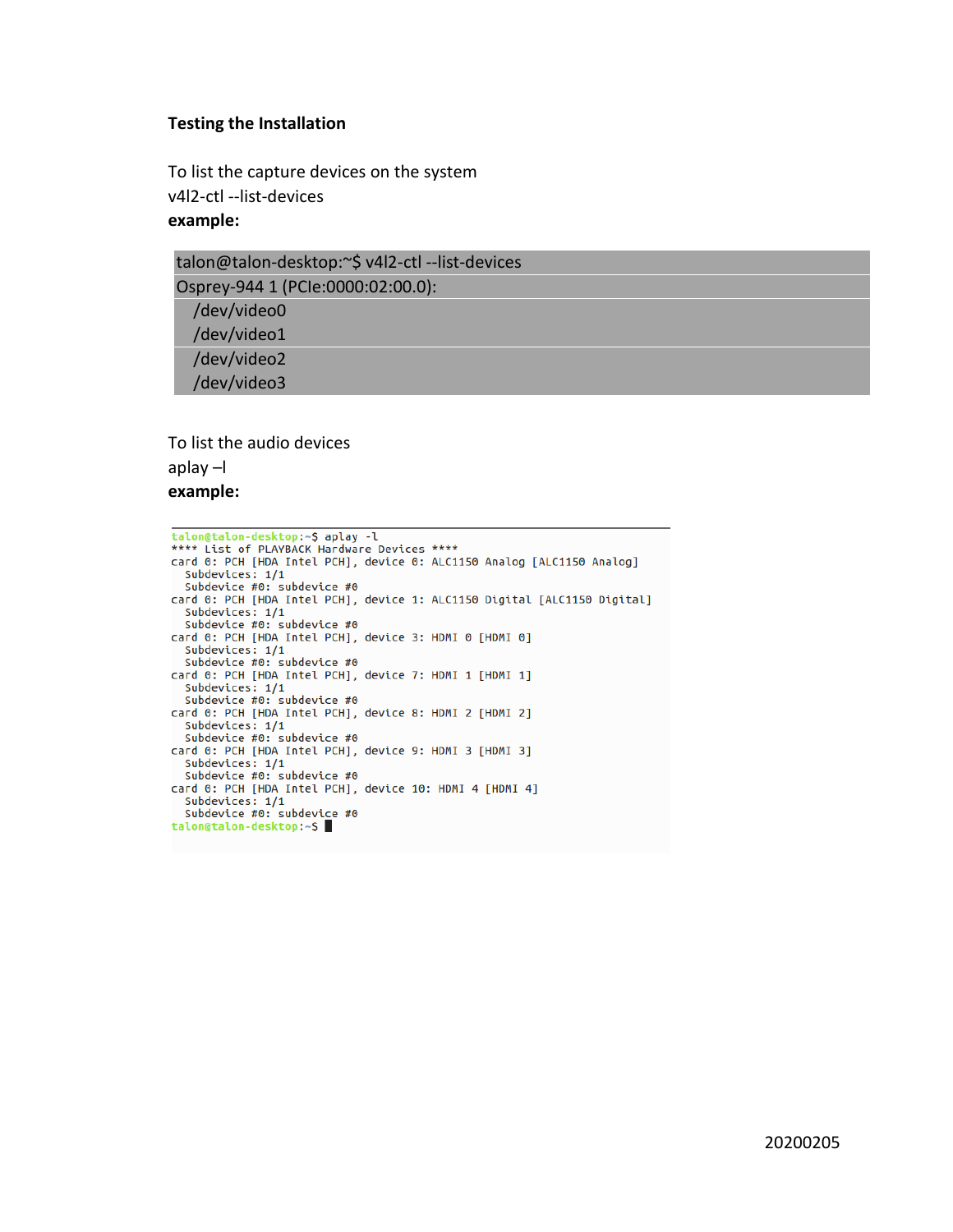**Testing the Installation**

To list the capture devices on the system
v4l2-ctl --list-devices
**example:**

```
talon@talon-desktop:~$ v4l2-ctl --list-devices
Osprey-944 1 (PCIe:0000:02:00.0):
    /dev/video0
    /dev/video1
    /dev/video2
    /dev/video3
```

To list the audio devices
aplay –l
**example:**

```
talon@talon-desktop:~$ aplay -l
**** List of PLAYBACK Hardware Devices ****
card 0: PCH [HDA Intel PCH], device 0: ALC1150 Analog [ALC1150 Analog]
  Subdevices: 1/1
  Subdevice #0: subdevice #0
card 0: PCH [HDA Intel PCH], device 1: ALC1150 Digital [ALC1150 Digital]
  Subdevices: 1/1
  Subdevice #0: subdevice #0
card 0: PCH [HDA Intel PCH], device 3: HDMI 0 [HDMI 0]
  Subdevices: 1/1
  Subdevice #0: subdevice #0
card 0: PCH [HDA Intel PCH], device 7: HDMI 1 [HDMI 1]
  Subdevices: 1/1
  Subdevice #0: subdevice #0
card 0: PCH [HDA Intel PCH], device 8: HDMI 2 [HDMI 2]
  Subdevices: 1/1
  Subdevice #0: subdevice #0
card 0: PCH [HDA Intel PCH], device 9: HDMI 3 [HDMI 3]
  Subdevices: 1/1
  Subdevice #0: subdevice #0
card 0: PCH [HDA Intel PCH], device 10: HDMI 4 [HDMI 4]
  Subdevices: 1/1
  Subdevice #0: subdevice #0
talon@talon-desktop:~$
```

20200205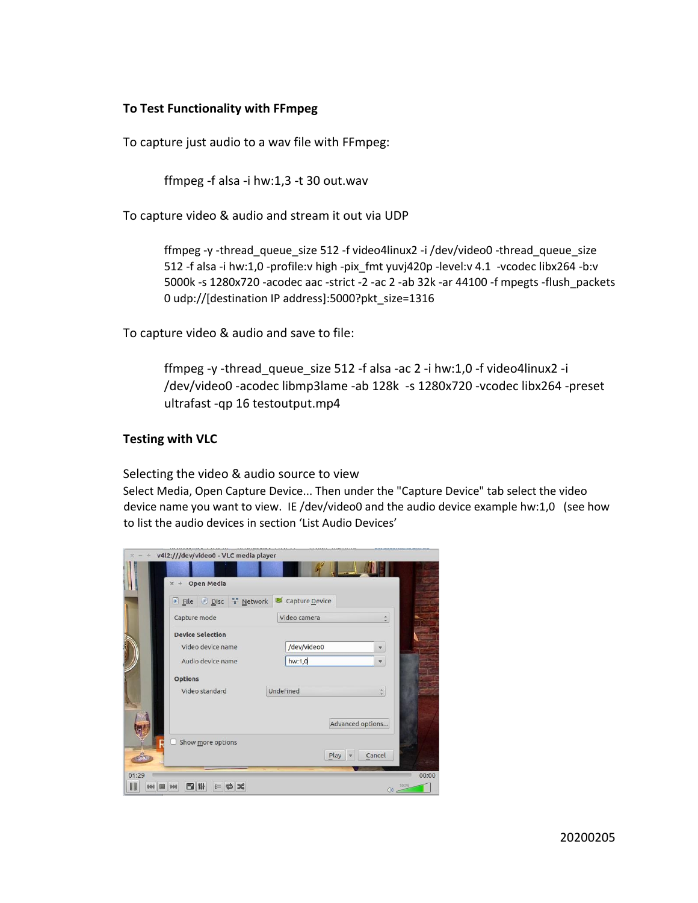**To Test Functionality with FFmpeg**

To capture just audio to a wav file with FFmpeg:

```
ffmpeg -f alsa -i hw:1,3 -t 30 out.wav
```

To capture video & audio and stream it out via UDP

```
ffmpeg -y -thread_queue_size 512 -f video4linux2 -i /dev/video0 -thread_queue_size 512 -f alsa -i hw:1,0 -profile:v high -pix_fmt yuvj420p -level:v 4.1  -vcodec libx264 -b:v 5000k -s 1280x720 -acodec aac -strict -2 -ac 2 -ab 32k -ar 44100 -f mpegts -flush_packets 0 udp://[destination IP address]:5000?pkt_size=1316
```

To capture video & audio and save to file:

```
ffmpeg -y -thread_queue_size 512 -f alsa -ac 2 -i hw:1,0 -f video4linux2 -i /dev/video0 -acodec libmp3lame -ab 128k  -s 1280x720 -vcodec libx264 -preset ultrafast -qp 16 testoutput.mp4
```

**Testing with VLC**

Selecting the video & audio source to view

Select Media, Open Capture Device... Then under the "Capture Device" tab select the video device name you want to view. IE /dev/video0 and the audio device example hw:1,0 (see how to list the audio devices in section 'List Audio Devices'

20200205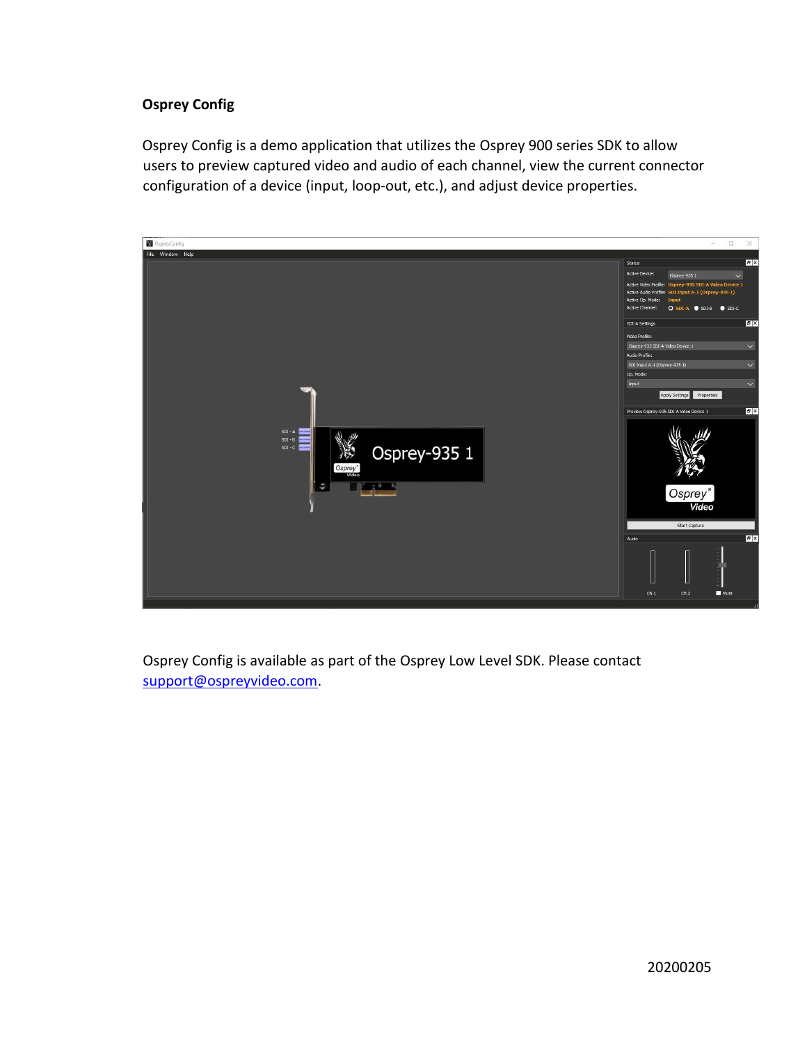**Osprey Config**

Osprey Config is a demo application that utilizes the Osprey 900 series SDK to allow users to preview captured video and audio of each channel, view the current connector configuration of a device (input, loop-out, etc.), and adjust device properties.

Osprey Config is available as part of the Osprey Low Level SDK. Please contact support@ospreyvideo.com.

20200205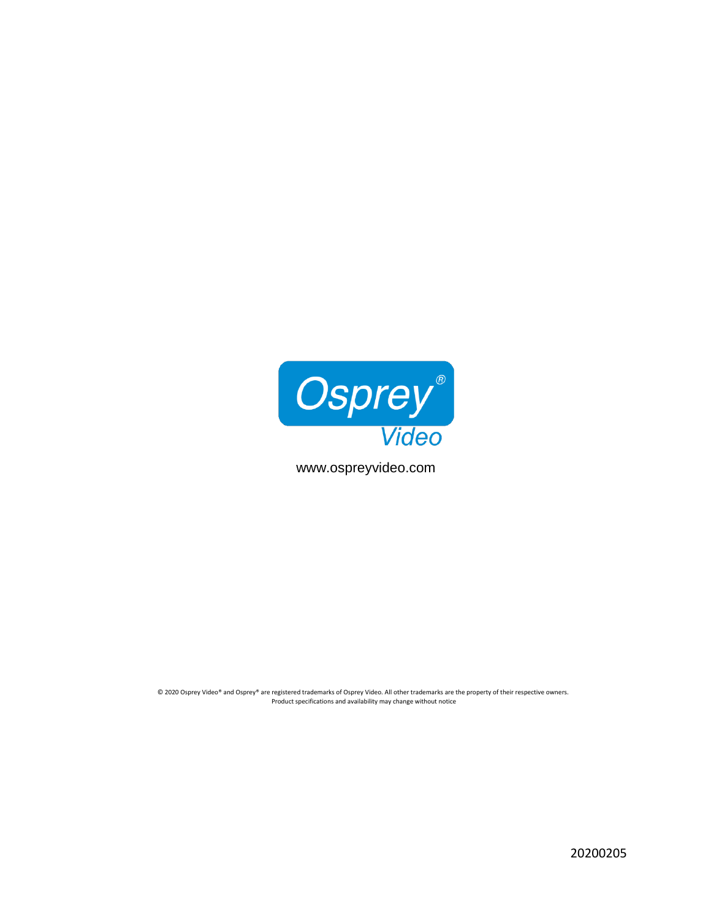Osprey® Video

www.ospreyvideo.com

© 2020 Osprey Video® and Osprey® are registered trademarks of Osprey Video. All other trademarks are the property of their respective owners.
Product specifications and availability may change without notice

20200205